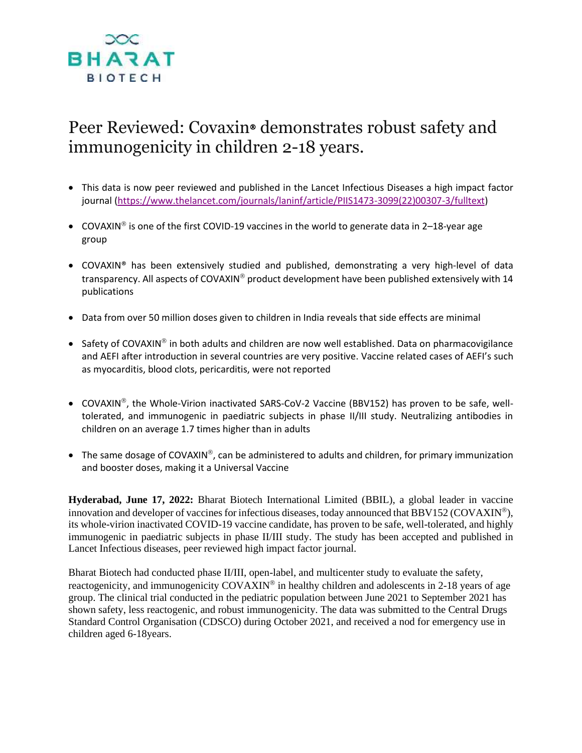BHARAT BIOTECH

# Peer Reviewed: Covaxin® demonstrates robust safety and immunogenicity in children 2-18 years.

- This data is now peer reviewed and published in the Lancet Infectious Diseases a high impact factor journal (https://www.thelancet.com/journals/laninf/article/PIIS1473-3099(22)00307-3/fulltext)
- COVAXIN® is one of the first COVID-19 vaccines in the world to generate data in 2–18-year age group
- COVAXIN® has been extensively studied and published, demonstrating a very high-level of data transparency. All aspects of COVAXIN® product development have been published extensively with 14 publications
- Data from over 50 million doses given to children in India reveals that side effects are minimal
- Safety of COVAXIN® in both adults and children are now well established. Data on pharmacovigilance and AEFI after introduction in several countries are very positive. Vaccine related cases of AEFI's such as myocarditis, blood clots, pericarditis, were not reported
- COVAXIN®, the Whole-Virion inactivated SARS-CoV-2 Vaccine (BBV152) has proven to be safe, well-tolerated, and immunogenic in paediatric subjects in phase II/III study. Neutralizing antibodies in children on an average 1.7 times higher than in adults
- The same dosage of COVAXIN®, can be administered to adults and children, for primary immunization and booster doses, making it a Universal Vaccine

**Hyderabad, June 17, 2022:** Bharat Biotech International Limited (BBIL), a global leader in vaccine innovation and developer of vaccines for infectious diseases, today announced that BBV152 (COVAXIN®), its whole-virion inactivated COVID-19 vaccine candidate, has proven to be safe, well-tolerated, and highly immunogenic in paediatric subjects in phase II/III study. The study has been accepted and published in Lancet Infectious diseases, peer reviewed high impact factor journal.

Bharat Biotech had conducted phase II/III, open-label, and multicenter study to evaluate the safety, reactogenicity, and immunogenicity COVAXIN® in healthy children and adolescents in 2-18 years of age group. The clinical trial conducted in the pediatric population between June 2021 to September 2021 has shown safety, less reactogenic, and robust immunogenicity. The data was submitted to the Central Drugs Standard Control Organisation (CDSCO) during October 2021, and received a nod for emergency use in children aged 6-18years.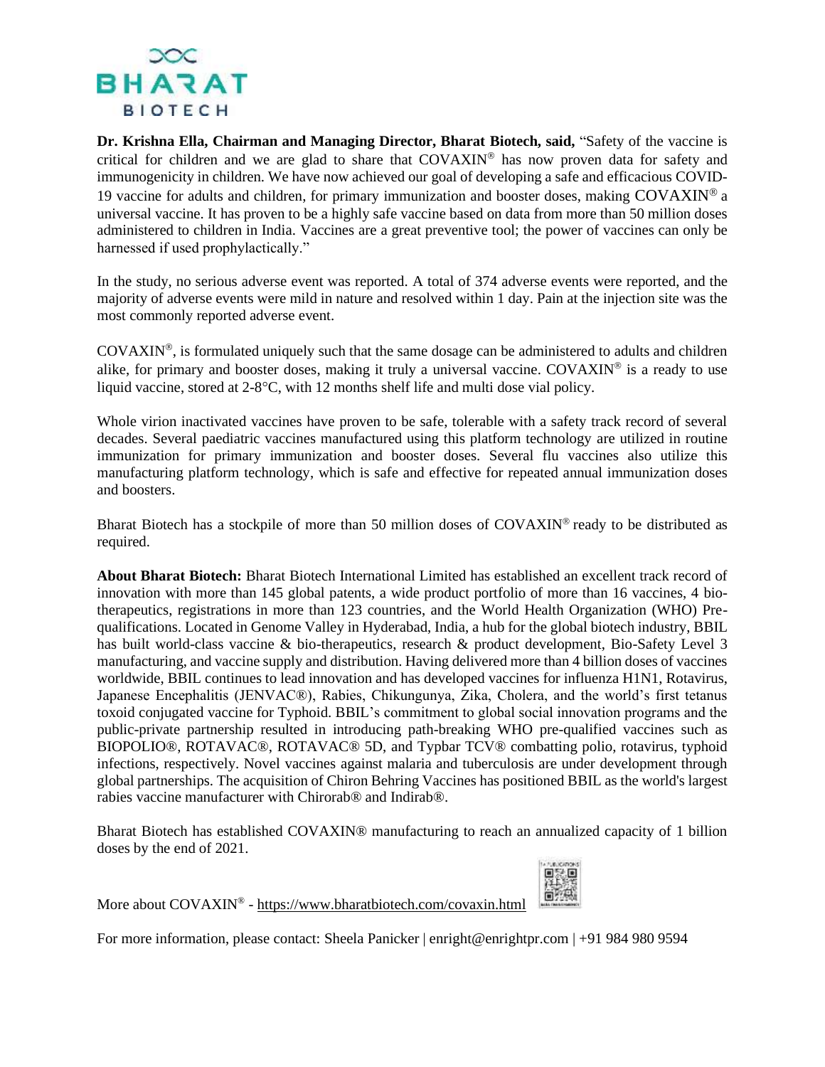**Dr. Krishna Ella, Chairman and Managing Director, Bharat Biotech, said,** "Safety of the vaccine is critical for children and we are glad to share that COVAXIN® has now proven data for safety and immunogenicity in children. We have now achieved our goal of developing a safe and efficacious COVID-19 vaccine for adults and children, for primary immunization and booster doses, making COVAXIN® a universal vaccine. It has proven to be a highly safe vaccine based on data from more than 50 million doses administered to children in India. Vaccines are a great preventive tool; the power of vaccines can only be harnessed if used prophylactically."

In the study, no serious adverse event was reported. A total of 374 adverse events were reported, and the majority of adverse events were mild in nature and resolved within 1 day. Pain at the injection site was the most commonly reported adverse event.

COVAXIN®, is formulated uniquely such that the same dosage can be administered to adults and children alike, for primary and booster doses, making it truly a universal vaccine. COVAXIN® is a ready to use liquid vaccine, stored at 2-8°C, with 12 months shelf life and multi dose vial policy.

Whole virion inactivated vaccines have proven to be safe, tolerable with a safety track record of several decades. Several paediatric vaccines manufactured using this platform technology are utilized in routine immunization for primary immunization and booster doses. Several flu vaccines also utilize this manufacturing platform technology, which is safe and effective for repeated annual immunization doses and boosters.

Bharat Biotech has a stockpile of more than 50 million doses of COVAXIN® ready to be distributed as required.

**About Bharat Biotech:** Bharat Biotech International Limited has established an excellent track record of innovation with more than 145 global patents, a wide product portfolio of more than 16 vaccines, 4 bio-therapeutics, registrations in more than 123 countries, and the World Health Organization (WHO) Pre-qualifications. Located in Genome Valley in Hyderabad, India, a hub for the global biotech industry, BBIL has built world-class vaccine & bio-therapeutics, research & product development, Bio-Safety Level 3 manufacturing, and vaccine supply and distribution. Having delivered more than 4 billion doses of vaccines worldwide, BBIL continues to lead innovation and has developed vaccines for influenza H1N1, Rotavirus, Japanese Encephalitis (JENVAC®), Rabies, Chikungunya, Zika, Cholera, and the world's first tetanus toxoid conjugated vaccine for Typhoid. BBIL's commitment to global social innovation programs and the public-private partnership resulted in introducing path-breaking WHO pre-qualified vaccines such as BIOPOLIO®, ROTAVAC®, ROTAVAC® 5D, and Typbar TCV® combatting polio, rotavirus, typhoid infections, respectively. Novel vaccines against malaria and tuberculosis are under development through global partnerships. The acquisition of Chiron Behring Vaccines has positioned BBIL as the world's largest rabies vaccine manufacturer with Chirorab® and Indirab®.

Bharat Biotech has established COVAXIN® manufacturing to reach an annualized capacity of 1 billion doses by the end of 2021.

More about COVAXIN® - https://www.bharatbiotech.com/covaxin.html

For more information, please contact: Sheela Panicker | enright@enrightpr.com | +91 984 980 9594